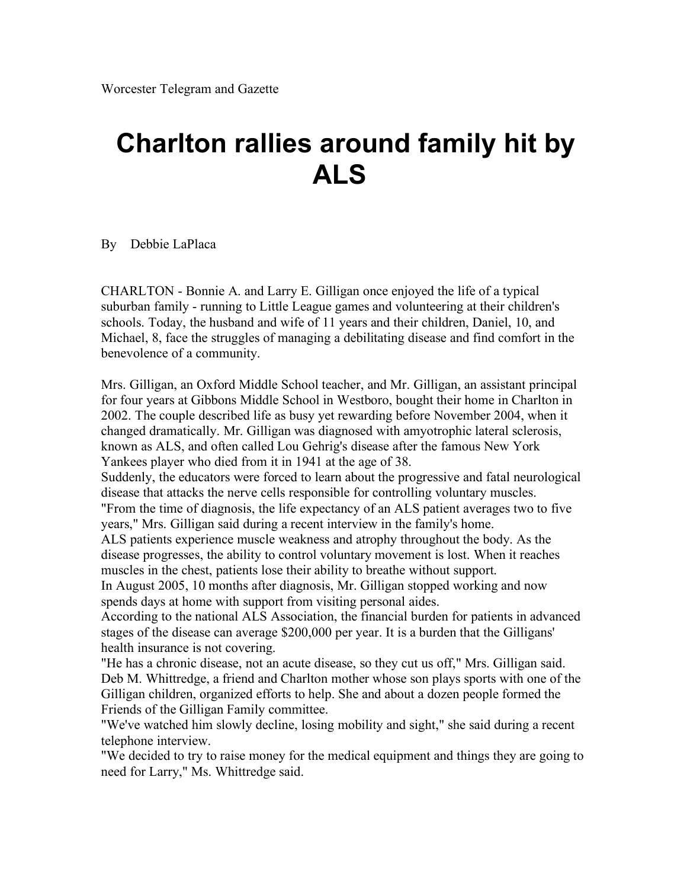Worcester Telegram and Gazette

# Charlton rallies around family hit by ALS

By Debbie LaPlaca

CHARLTON - Bonnie A. and Larry E. Gilligan once enjoyed the life of a typical suburban family - running to Little League games and volunteering at their children's schools. Today, the husband and wife of 11 years and their children, Daniel, 10, and Michael, 8, face the struggles of managing a debilitating disease and find comfort in the benevolence of a community.

Mrs. Gilligan, an Oxford Middle School teacher, and Mr. Gilligan, an assistant principal for four years at Gibbons Middle School in Westboro, bought their home in Charlton in 2002. The couple described life as busy yet rewarding before November 2004, when it changed dramatically. Mr. Gilligan was diagnosed with amyotrophic lateral sclerosis, known as ALS, and often called Lou Gehrig's disease after the famous New York Yankees player who died from it in 1941 at the age of 38.

Suddenly, the educators were forced to learn about the progressive and fatal neurological disease that attacks the nerve cells responsible for controlling voluntary muscles.

"From the time of diagnosis, the life expectancy of an ALS patient averages two to five years," Mrs. Gilligan said during a recent interview in the family's home.

ALS patients experience muscle weakness and atrophy throughout the body. As the disease progresses, the ability to control voluntary movement is lost. When it reaches muscles in the chest, patients lose their ability to breathe without support.

In August 2005, 10 months after diagnosis, Mr. Gilligan stopped working and now spends days at home with support from visiting personal aides.

According to the national ALS Association, the financial burden for patients in advanced stages of the disease can average $200,000 per year. It is a burden that the Gilligans' health insurance is not covering.

"He has a chronic disease, not an acute disease, so they cut us off," Mrs. Gilligan said.

Deb M. Whittredge, a friend and Charlton mother whose son plays sports with one of the Gilligan children, organized efforts to help. She and about a dozen people formed the Friends of the Gilligan Family committee.

"We've watched him slowly decline, losing mobility and sight," she said during a recent telephone interview.

"We decided to try to raise money for the medical equipment and things they are going to need for Larry," Ms. Whittredge said.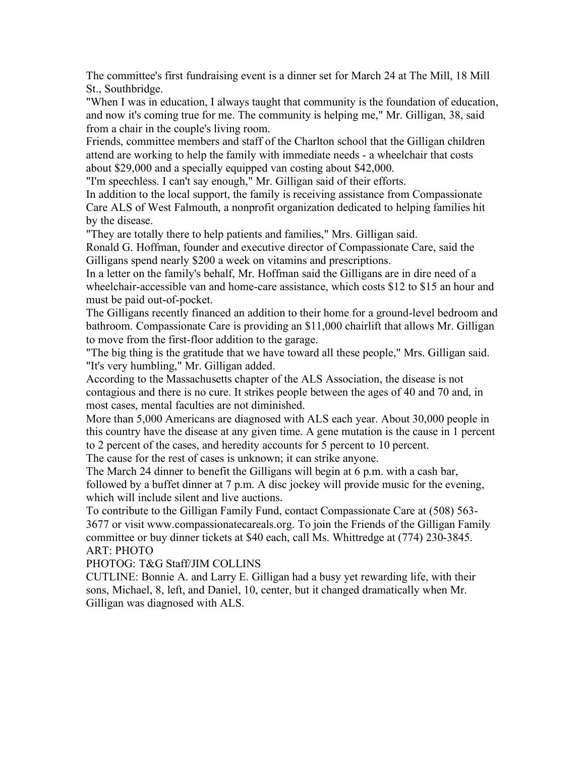The committee's first fundraising event is a dinner set for March 24 at The Mill, 18 Mill St., Southbridge.

"When I was in education, I always taught that community is the foundation of education, and now it's coming true for me. The community is helping me," Mr. Gilligan, 38, said from a chair in the couple's living room.

Friends, committee members and staff of the Charlton school that the Gilligan children attend are working to help the family with immediate needs - a wheelchair that costs about $29,000 and a specially equipped van costing about $42,000.

"I'm speechless. I can't say enough," Mr. Gilligan said of their efforts.

In addition to the local support, the family is receiving assistance from Compassionate Care ALS of West Falmouth, a nonprofit organization dedicated to helping families hit by the disease.

"They are totally there to help patients and families," Mrs. Gilligan said.

Ronald G. Hoffman, founder and executive director of Compassionate Care, said the Gilligans spend nearly $200 a week on vitamins and prescriptions.

In a letter on the family's behalf, Mr. Hoffman said the Gilligans are in dire need of a wheelchair-accessible van and home-care assistance, which costs $12 to $15 an hour and must be paid out-of-pocket.

The Gilligans recently financed an addition to their home for a ground-level bedroom and bathroom. Compassionate Care is providing an $11,000 chairlift that allows Mr. Gilligan to move from the first-floor addition to the garage.

"The big thing is the gratitude that we have toward all these people," Mrs. Gilligan said. "It's very humbling," Mr. Gilligan added.

According to the Massachusetts chapter of the ALS Association, the disease is not contagious and there is no cure. It strikes people between the ages of 40 and 70 and, in most cases, mental faculties are not diminished.

More than 5,000 Americans are diagnosed with ALS each year. About 30,000 people in this country have the disease at any given time. A gene mutation is the cause in 1 percent to 2 percent of the cases, and heredity accounts for 5 percent to 10 percent.

The cause for the rest of cases is unknown; it can strike anyone.

The March 24 dinner to benefit the Gilligans will begin at 6 p.m. with a cash bar, followed by a buffet dinner at 7 p.m. A disc jockey will provide music for the evening, which will include silent and live auctions.

To contribute to the Gilligan Family Fund, contact Compassionate Care at (508) 563-3677 or visit www.compassionatecareals.org. To join the Friends of the Gilligan Family committee or buy dinner tickets at $40 each, call Ms. Whittredge at (774) 230-3845.

ART: PHOTO

PHOTOG: T&G Staff/JIM COLLINS

CUTLINE: Bonnie A. and Larry E. Gilligan had a busy yet rewarding life, with their sons, Michael, 8, left, and Daniel, 10, center, but it changed dramatically when Mr. Gilligan was diagnosed with ALS.